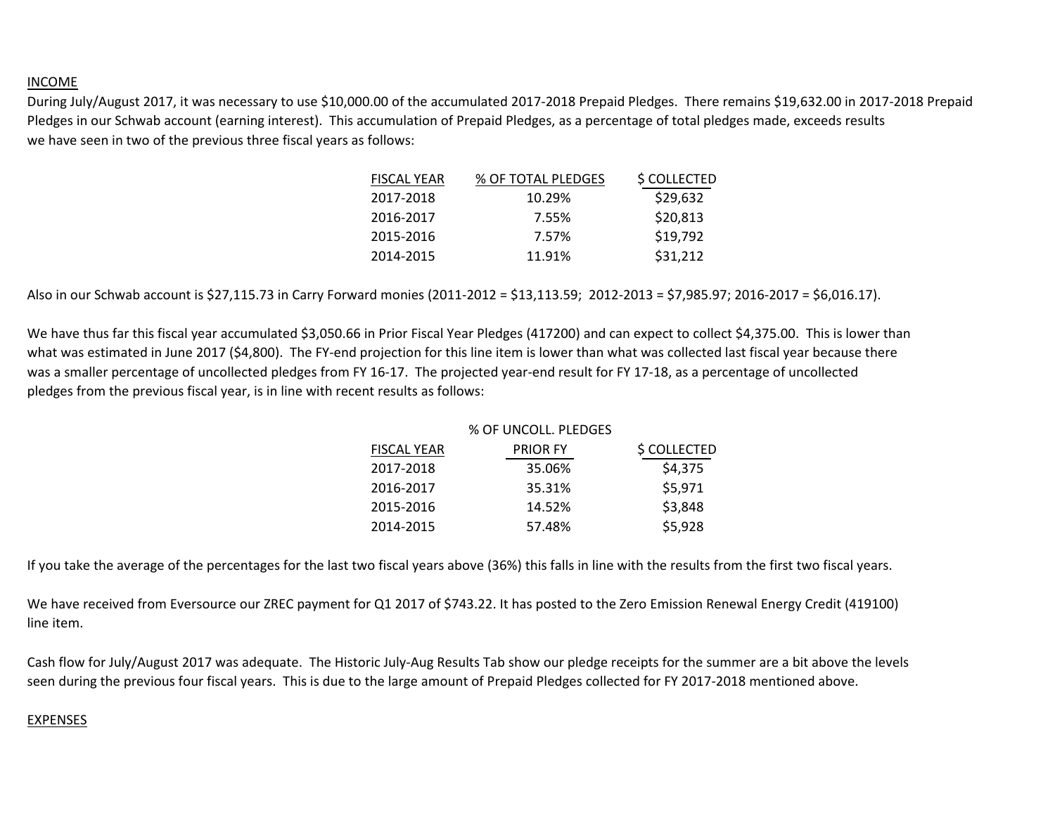## INCOME

During July/August 2017, it was necessary to use $10,000.00 of the accumulated 2017-2018 Prepaid Pledges. There remains $19,632.00 in 2017-2018 Prepaid Pledges in our Schwab account (earning interest). This accumulation of Prepaid Pledges, as a percentage of total pledges made, exceeds results we have seen in two of the previous three fiscal years as follows:

| FISCAL YEAR | % OF TOTAL PLEDGES | $ COLLECTED |
|---|---|---|
| 2017-2018 | 10.29% | $29,632 |
| 2016-2017 | 7.55% | $20,813 |
| 2015-2016 | 7.57% | $19,792 |
| 2014-2015 | 11.91% | $31,212 |

Also in our Schwab account is $27,115.73 in Carry Forward monies (2011-2012 = $13,113.59; 2012-2013 = $7,985.97; 2016-2017 = $6,016.17).

We have thus far this fiscal year accumulated $3,050.66 in Prior Fiscal Year Pledges (417200) and can expect to collect $4,375.00. This is lower than what was estimated in June 2017 ($4,800). The FY-end projection for this line item is lower than what was collected last fiscal year because there was a smaller percentage of uncollected pledges from FY 16-17. The projected year-end result for FY 17-18, as a percentage of uncollected pledges from the previous fiscal year, is in line with recent results as follows:

| FISCAL YEAR | % OF UNCOLL. PLEDGES PRIOR FY | $ COLLECTED |
|---|---|---|
| 2017-2018 | 35.06% | $4,375 |
| 2016-2017 | 35.31% | $5,971 |
| 2015-2016 | 14.52% | $3,848 |
| 2014-2015 | 57.48% | $5,928 |

If you take the average of the percentages for the last two fiscal years above (36%) this falls in line with the results from the first two fiscal years.

We have received from Eversource our ZREC payment for Q1 2017 of $743.22. It has posted to the Zero Emission Renewal Energy Credit (419100) line item.

Cash flow for July/August 2017 was adequate. The Historic July-Aug Results Tab show our pledge receipts for the summer are a bit above the levels seen during the previous four fiscal years. This is due to the large amount of Prepaid Pledges collected for FY 2017-2018 mentioned above.

## EXPENSES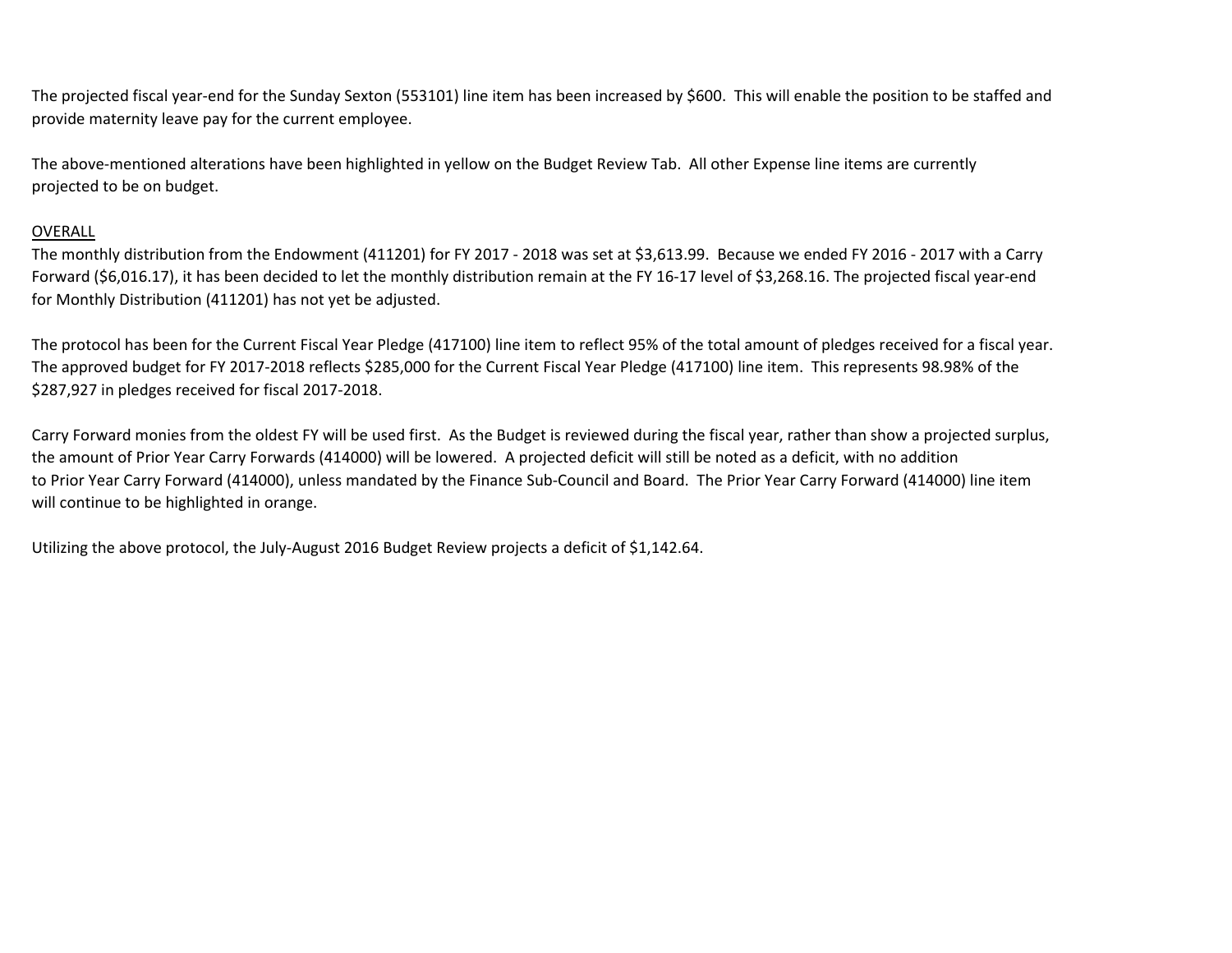The projected fiscal year-end for the Sunday Sexton (553101) line item has been increased by $600. This will enable the position to be staffed and provide maternity leave pay for the current employee.

The above-mentioned alterations have been highlighted in yellow on the Budget Review Tab. All other Expense line items are currently projected to be on budget.

<u>OVERALL</u>

The monthly distribution from the Endowment (411201) for FY 2017 - 2018 was set at $3,613.99. Because we ended FY 2016 - 2017 with a Carry Forward ($6,016.17), it has been decided to let the monthly distribution remain at the FY 16-17 level of $3,268.16. The projected fiscal year-end for Monthly Distribution (411201) has not yet be adjusted.

The protocol has been for the Current Fiscal Year Pledge (417100) line item to reflect 95% of the total amount of pledges received for a fiscal year. The approved budget for FY 2017-2018 reflects $285,000 for the Current Fiscal Year Pledge (417100) line item. This represents 98.98% of the $287,927 in pledges received for fiscal 2017-2018.

Carry Forward monies from the oldest FY will be used first. As the Budget is reviewed during the fiscal year, rather than show a projected surplus, the amount of Prior Year Carry Forwards (414000) will be lowered. A projected deficit will still be noted as a deficit, with no addition to Prior Year Carry Forward (414000), unless mandated by the Finance Sub-Council and Board. The Prior Year Carry Forward (414000) line item will continue to be highlighted in orange.

Utilizing the above protocol, the July-August 2016 Budget Review projects a deficit of $1,142.64.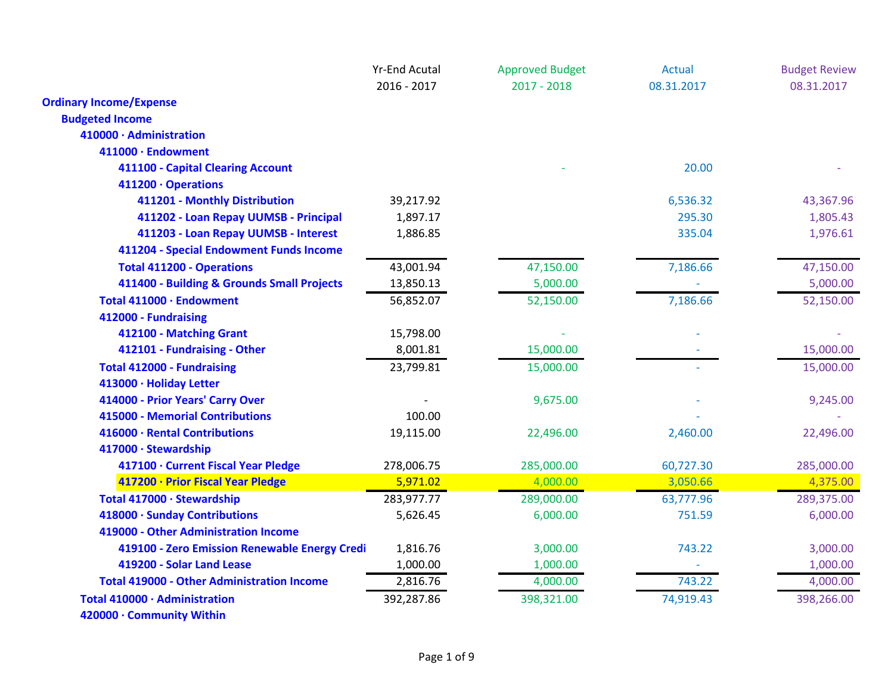| | Yr-End Acutal 2016 - 2017 | Approved Budget 2017 - 2018 | Actual 08.31.2017 | Budget Review 08.31.2017 |
|---|---|---|---|---|
| **Ordinary Income/Expense** | | | | |
| **Budgeted Income** | | | | |
| **410000 · Administration** | | | | |
| **411000 · Endowment** | | | | |
| **411100 - Capital Clearing Account** | | - | 20.00 | - |
| **411200 · Operations** | | | | |
| **411201 - Monthly Distribution** | 39,217.92 | | 6,536.32 | 43,367.96 |
| **411202 - Loan Repay UUMSB - Principal** | 1,897.17 | | 295.30 | 1,805.43 |
| **411203 - Loan Repay UUMSB - Interest** | 1,886.85 | | 335.04 | 1,976.61 |
| **411204 - Special Endowment Funds Income** | | | | |
| **Total 411200 - Operations** | 43,001.94 | 47,150.00 | 7,186.66 | 47,150.00 |
| **411400 - Building & Grounds Small Projects** | 13,850.13 | 5,000.00 | - | 5,000.00 |
| **Total 411000 · Endowment** | 56,852.07 | 52,150.00 | 7,186.66 | 52,150.00 |
| **412000 - Fundraising** | | | | |
| **412100 - Matching Grant** | 15,798.00 | - | - | - |
| **412101 - Fundraising - Other** | 8,001.81 | 15,000.00 | - | 15,000.00 |
| **Total 412000 - Fundraising** | 23,799.81 | 15,000.00 | - | 15,000.00 |
| **413000 · Holiday Letter** | | | | |
| **414000 - Prior Years' Carry Over** | - | 9,675.00 | - | 9,245.00 |
| **415000 - Memorial Contributions** | 100.00 | | - | - |
| **416000 · Rental Contributions** | 19,115.00 | 22,496.00 | 2,460.00 | 22,496.00 |
| **417000 · Stewardship** | | | | |
| **417100 · Current Fiscal Year Pledge** | 278,006.75 | 285,000.00 | 60,727.30 | 285,000.00 |
| **417200 · Prior Fiscal Year Pledge** | 5,971.02 | 4,000.00 | 3,050.66 | 4,375.00 |
| **Total 417000 · Stewardship** | 283,977.77 | 289,000.00 | 63,777.96 | 289,375.00 |
| **418000 · Sunday Contributions** | 5,626.45 | 6,000.00 | 751.59 | 6,000.00 |
| **419000 - Other Administration Income** | | | | |
| **419100 - Zero Emission Renewable Energy Credi** | 1,816.76 | 3,000.00 | 743.22 | 3,000.00 |
| **419200 - Solar Land Lease** | 1,000.00 | 1,000.00 | - | 1,000.00 |
| **Total 419000 - Other Administration Income** | 2,816.76 | 4,000.00 | 743.22 | 4,000.00 |
| **Total 410000 · Administration** | 392,287.86 | 398,321.00 | 74,919.43 | 398,266.00 |
| **420000 · Community Within** | | | | |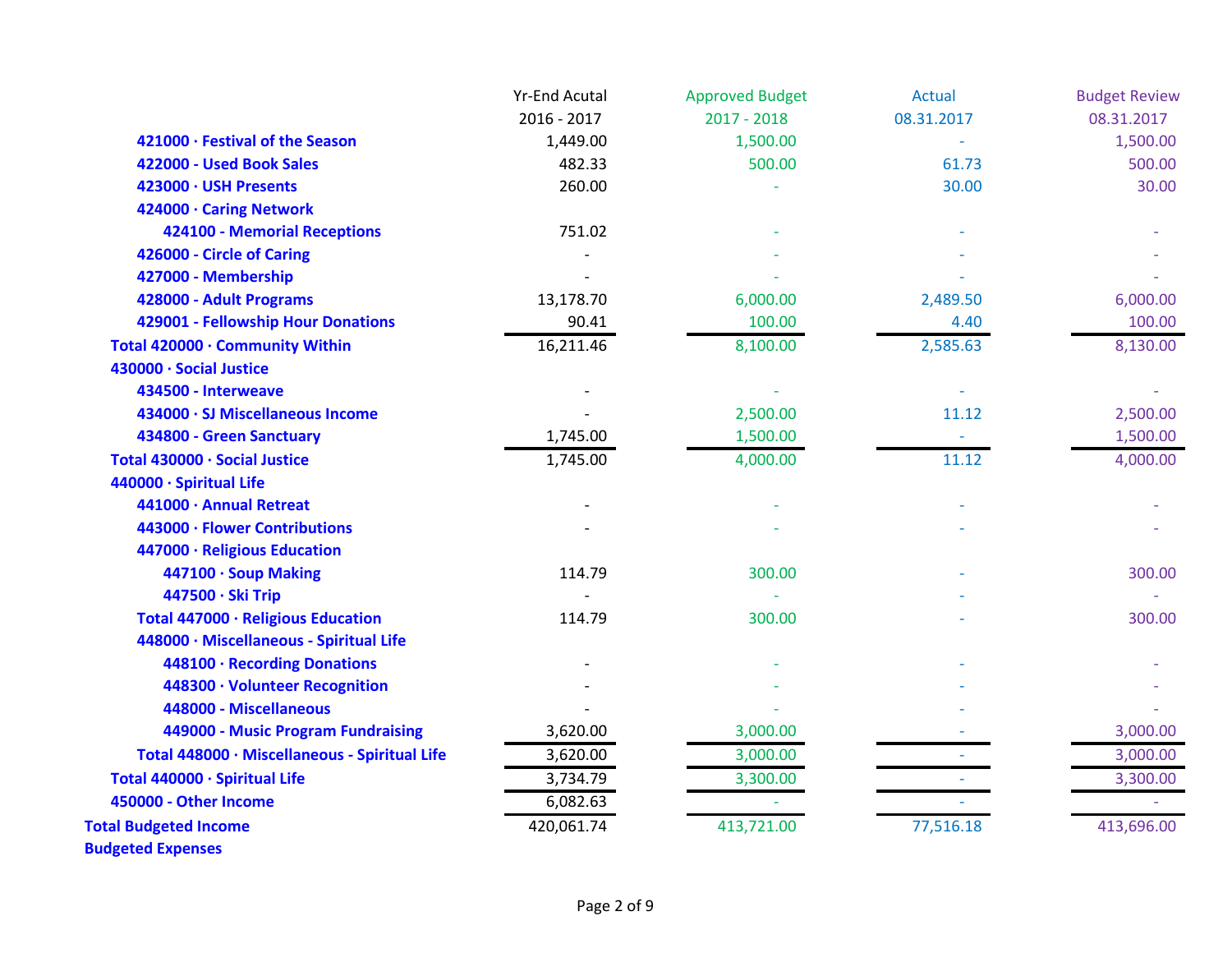| | Yr-End Acutal 2016 - 2017 | Approved Budget 2017 - 2018 | Actual 08.31.2017 | Budget Review 08.31.2017 |
|---|---|---|---|---|
| 421000 · Festival of the Season | 1,449.00 | 1,500.00 | - | 1,500.00 |
| 422000 - Used Book Sales | 482.33 | 500.00 | 61.73 | 500.00 |
| 423000 · USH Presents | 260.00 | - | 30.00 | 30.00 |
| 424000 · Caring Network | | | | |
| 424100 - Memorial Receptions | 751.02 | - | - | - |
| 426000 - Circle of Caring | - | - | - | - |
| 427000 - Membership | - | - | - | - |
| 428000 - Adult Programs | 13,178.70 | 6,000.00 | 2,489.50 | 6,000.00 |
| 429001 - Fellowship Hour Donations | 90.41 | 100.00 | 4.40 | 100.00 |
| Total 420000 · Community Within | 16,211.46 | 8,100.00 | 2,585.63 | 8,130.00 |
| 430000 · Social Justice | | | | |
| 434500 - Interweave | - | - | - | - |
| 434000 · SJ Miscellaneous Income | - | 2,500.00 | 11.12 | 2,500.00 |
| 434800 - Green Sanctuary | 1,745.00 | 1,500.00 | - | 1,500.00 |
| Total 430000 · Social Justice | 1,745.00 | 4,000.00 | 11.12 | 4,000.00 |
| 440000 · Spiritual Life | | | | |
| 441000 · Annual Retreat | - | - | - | - |
| 443000 · Flower Contributions | - | - | - | - |
| 447000 · Religious Education | | | | |
| 447100 · Soup Making | 114.79 | 300.00 | - | 300.00 |
| 447500 · Ski Trip | - | - | - | - |
| Total 447000 · Religious Education | 114.79 | 300.00 | - | 300.00 |
| 448000 · Miscellaneous - Spiritual Life | | | | |
| 448100 · Recording Donations | - | - | - | - |
| 448300 · Volunteer Recognition | - | - | - | - |
| 448000 - Miscellaneous | - | - | - | - |
| 449000 - Music Program Fundraising | 3,620.00 | 3,000.00 | - | 3,000.00 |
| Total 448000 · Miscellaneous - Spiritual Life | 3,620.00 | 3,000.00 | - | 3,000.00 |
| Total 440000 · Spiritual Life | 3,734.79 | 3,300.00 | - | 3,300.00 |
| 450000 - Other Income | 6,082.63 | - | - | - |
| **Total Budgeted Income** | 420,061.74 | 413,721.00 | 77,516.18 | 413,696.00 |
| **Budgeted Expenses** | | | | |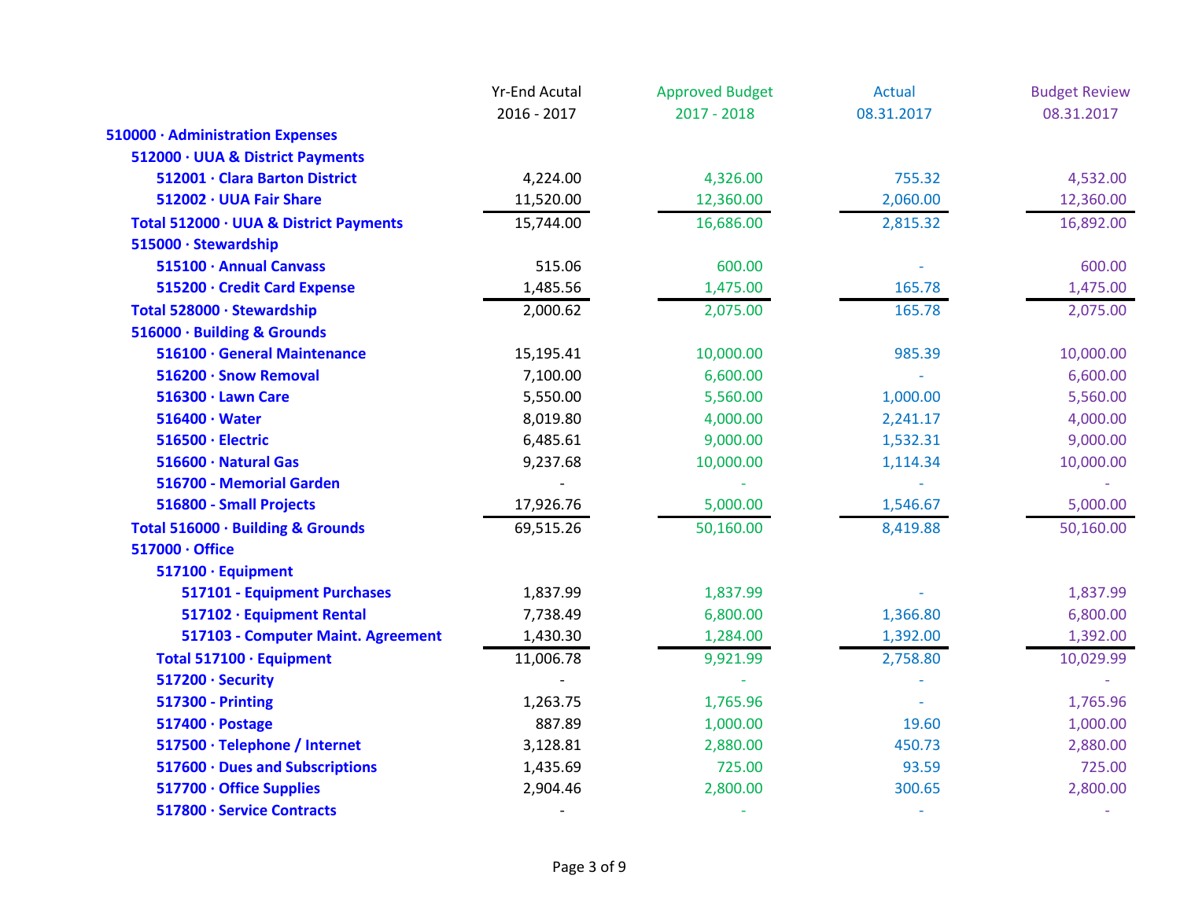| | Yr-End Acutal 2016 - 2017 | Approved Budget 2017 - 2018 | Actual 08.31.2017 | Budget Review 08.31.2017 |
|---|---|---|---|---|
| **510000 · Administration Expenses** | | | | |
| **512000 · UUA & District Payments** | | | | |
| **512001 · Clara Barton District** | 4,224.00 | 4,326.00 | 755.32 | 4,532.00 |
| **512002 · UUA Fair Share** | 11,520.00 | 12,360.00 | 2,060.00 | 12,360.00 |
| **Total 512000 · UUA & District Payments** | 15,744.00 | 16,686.00 | 2,815.32 | 16,892.00 |
| **515000 · Stewardship** | | | | |
| **515100 · Annual Canvass** | 515.06 | 600.00 | - | 600.00 |
| **515200 · Credit Card Expense** | 1,485.56 | 1,475.00 | 165.78 | 1,475.00 |
| **Total 528000 · Stewardship** | 2,000.62 | 2,075.00 | 165.78 | 2,075.00 |
| **516000 · Building & Grounds** | | | | |
| **516100 · General Maintenance** | 15,195.41 | 10,000.00 | 985.39 | 10,000.00 |
| **516200 · Snow Removal** | 7,100.00 | 6,600.00 | - | 6,600.00 |
| **516300 · Lawn Care** | 5,550.00 | 5,560.00 | 1,000.00 | 5,560.00 |
| **516400 · Water** | 8,019.80 | 4,000.00 | 2,241.17 | 4,000.00 |
| **516500 · Electric** | 6,485.61 | 9,000.00 | 1,532.31 | 9,000.00 |
| **516600 · Natural Gas** | 9,237.68 | 10,000.00 | 1,114.34 | 10,000.00 |
| **516700 - Memorial Garden** | - | - | - | - |
| **516800 - Small Projects** | 17,926.76 | 5,000.00 | 1,546.67 | 5,000.00 |
| **Total 516000 · Building & Grounds** | 69,515.26 | 50,160.00 | 8,419.88 | 50,160.00 |
| **517000 · Office** | | | | |
| **517100 · Equipment** | | | | |
| **517101 - Equipment Purchases** | 1,837.99 | 1,837.99 | - | 1,837.99 |
| **517102 · Equipment Rental** | 7,738.49 | 6,800.00 | 1,366.80 | 6,800.00 |
| **517103 - Computer Maint. Agreement** | 1,430.30 | 1,284.00 | 1,392.00 | 1,392.00 |
| **Total 517100 · Equipment** | 11,006.78 | 9,921.99 | 2,758.80 | 10,029.99 |
| **517200 · Security** | - | - | - | - |
| **517300 - Printing** | 1,263.75 | 1,765.96 | - | 1,765.96 |
| **517400 · Postage** | 887.89 | 1,000.00 | 19.60 | 1,000.00 |
| **517500 · Telephone / Internet** | 3,128.81 | 2,880.00 | 450.73 | 2,880.00 |
| **517600 · Dues and Subscriptions** | 1,435.69 | 725.00 | 93.59 | 725.00 |
| **517700 · Office Supplies** | 2,904.46 | 2,800.00 | 300.65 | 2,800.00 |
| **517800 · Service Contracts** | - | - | - | - |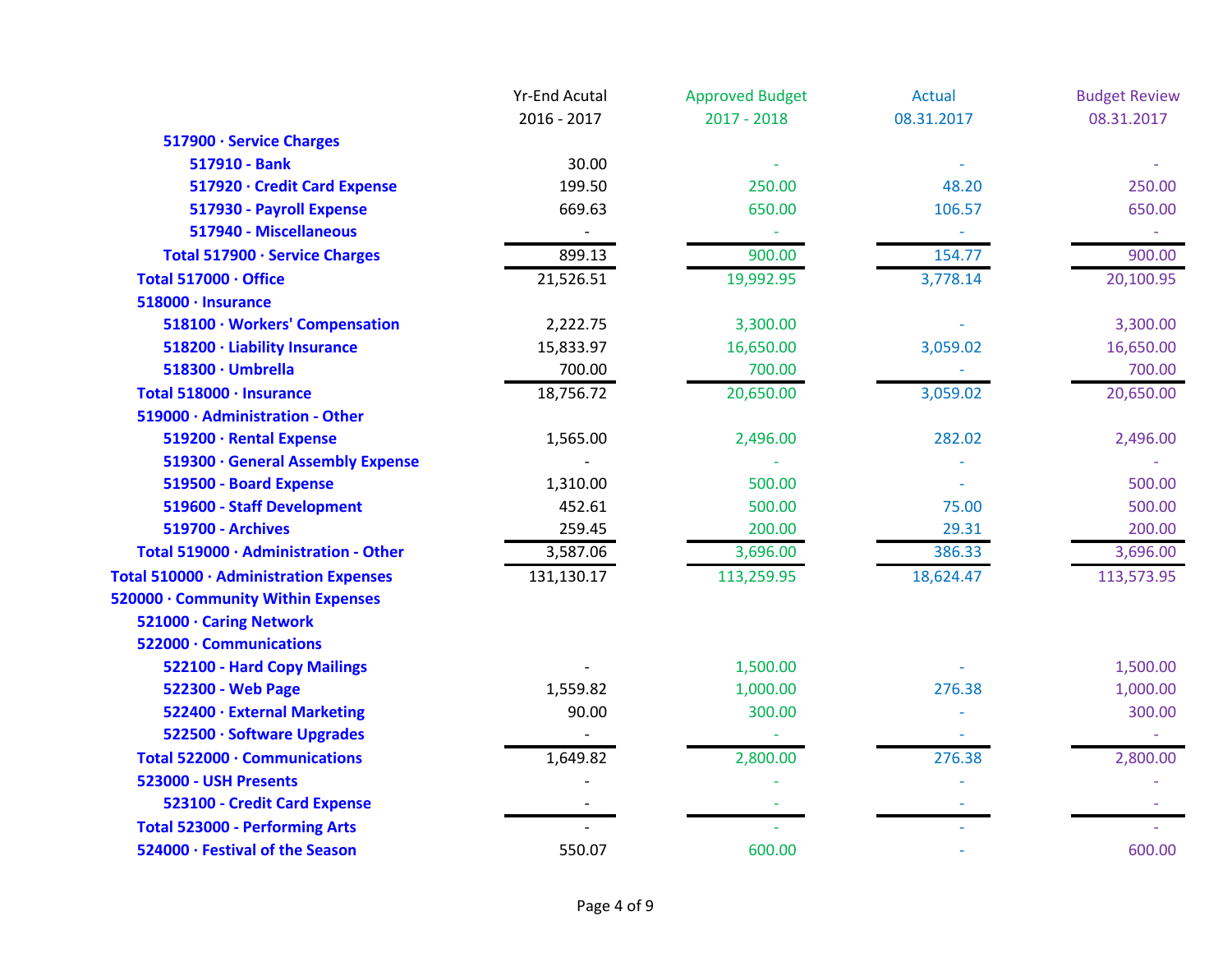| | Yr-End Acutal 2016 - 2017 | Approved Budget 2017 - 2018 | Actual 08.31.2017 | Budget Review 08.31.2017 |
|---|---|---|---|---|
| 517900 · Service Charges | | | | |
| 517910 - Bank | 30.00 | - | - | - |
| 517920 · Credit Card Expense | 199.50 | 250.00 | 48.20 | 250.00 |
| 517930 - Payroll Expense | 669.63 | 650.00 | 106.57 | 650.00 |
| 517940 - Miscellaneous | - | - | - | - |
| Total 517900 · Service Charges | 899.13 | 900.00 | 154.77 | 900.00 |
| Total 517000 · Office | 21,526.51 | 19,992.95 | 3,778.14 | 20,100.95 |
| 518000 · Insurance | | | | |
| 518100 · Workers' Compensation | 2,222.75 | 3,300.00 | - | 3,300.00 |
| 518200 · Liability Insurance | 15,833.97 | 16,650.00 | 3,059.02 | 16,650.00 |
| 518300 · Umbrella | 700.00 | 700.00 | - | 700.00 |
| Total 518000 · Insurance | 18,756.72 | 20,650.00 | 3,059.02 | 20,650.00 |
| 519000 · Administration - Other | | | | |
| 519200 · Rental Expense | 1,565.00 | 2,496.00 | 282.02 | 2,496.00 |
| 519300 · General Assembly Expense | - | - | - | - |
| 519500 - Board Expense | 1,310.00 | 500.00 | - | 500.00 |
| 519600 - Staff Development | 452.61 | 500.00 | 75.00 | 500.00 |
| 519700 - Archives | 259.45 | 200.00 | 29.31 | 200.00 |
| Total 519000 · Administration - Other | 3,587.06 | 3,696.00 | 386.33 | 3,696.00 |
| Total 510000 · Administration Expenses | 131,130.17 | 113,259.95 | 18,624.47 | 113,573.95 |
| 520000 · Community Within Expenses | | | | |
| 521000 · Caring Network | | | | |
| 522000 · Communications | | | | |
| 522100 - Hard Copy Mailings | - | 1,500.00 | - | 1,500.00 |
| 522300 - Web Page | 1,559.82 | 1,000.00 | 276.38 | 1,000.00 |
| 522400 · External Marketing | 90.00 | 300.00 | - | 300.00 |
| 522500 · Software Upgrades | - | - | - | - |
| Total 522000 · Communications | 1,649.82 | 2,800.00 | 276.38 | 2,800.00 |
| 523000 - USH Presents | - | - | - | - |
| 523100 - Credit Card Expense | - | - | - | - |
| Total 523000 - Performing Arts | - | - | - | - |
| 524000 · Festival of the Season | 550.07 | 600.00 | - | 600.00 |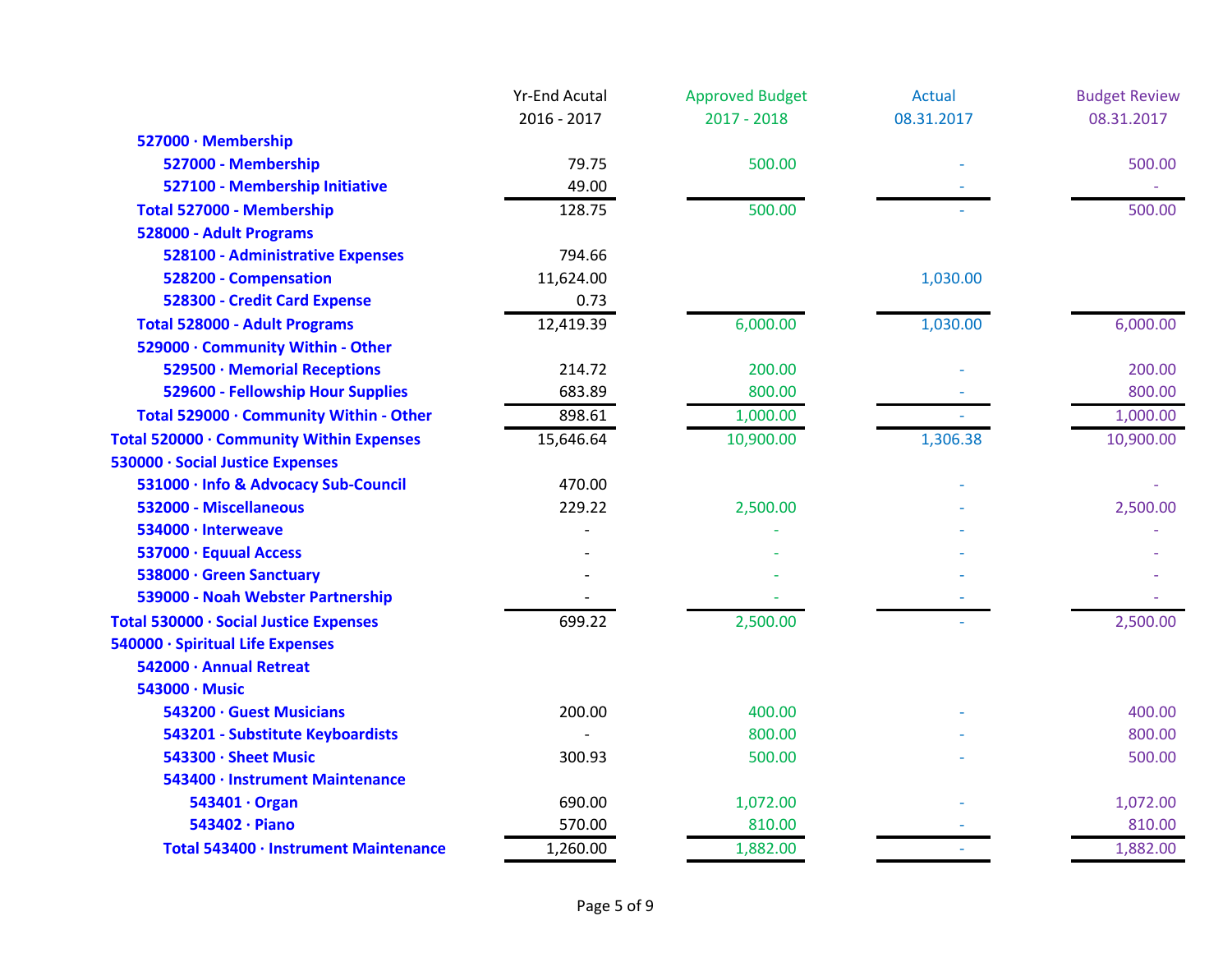| | Yr-End Acutal 2016 - 2017 | Approved Budget 2017 - 2018 | Actual 08.31.2017 | Budget Review 08.31.2017 |
|---|---|---|---|---|
| 527000 · Membership | | | | |
| 527000 - Membership | 79.75 | 500.00 | - | 500.00 |
| 527100 - Membership Initiative | 49.00 | | - | - |
| Total 527000 - Membership | 128.75 | 500.00 | - | 500.00 |
| 528000 - Adult Programs | | | | |
| 528100 - Administrative Expenses | 794.66 | | | |
| 528200 - Compensation | 11,624.00 | | 1,030.00 | |
| 528300 - Credit Card Expense | 0.73 | | | |
| Total 528000 - Adult Programs | 12,419.39 | 6,000.00 | 1,030.00 | 6,000.00 |
| 529000 · Community Within - Other | | | | |
| 529500 · Memorial Receptions | 214.72 | 200.00 | - | 200.00 |
| 529600 - Fellowship Hour Supplies | 683.89 | 800.00 | - | 800.00 |
| Total 529000 · Community Within - Other | 898.61 | 1,000.00 | - | 1,000.00 |
| Total 520000 · Community Within Expenses | 15,646.64 | 10,900.00 | 1,306.38 | 10,900.00 |
| 530000 · Social Justice Expenses | | | | |
| 531000 · Info & Advocacy Sub-Council | 470.00 | | - | - |
| 532000 - Miscellaneous | 229.22 | 2,500.00 | - | 2,500.00 |
| 534000 · Interweave | - | - | - | - |
| 537000 · Equual Access | - | - | - | - |
| 538000 · Green Sanctuary | - | - | - | - |
| 539000 - Noah Webster Partnership | - | - | - | - |
| Total 530000 · Social Justice Expenses | 699.22 | 2,500.00 | - | 2,500.00 |
| 540000 · Spiritual Life Expenses | | | | |
| 542000 · Annual Retreat | | | | |
| 543000 · Music | | | | |
| 543200 · Guest Musicians | 200.00 | 400.00 | - | 400.00 |
| 543201 - Substitute Keyboardists | - | 800.00 | - | 800.00 |
| 543300 · Sheet Music | 300.93 | 500.00 | - | 500.00 |
| 543400 · Instrument Maintenance | | | | |
| 543401 · Organ | 690.00 | 1,072.00 | - | 1,072.00 |
| 543402 · Piano | 570.00 | 810.00 | - | 810.00 |
| Total 543400 · Instrument Maintenance | 1,260.00 | 1,882.00 | - | 1,882.00 |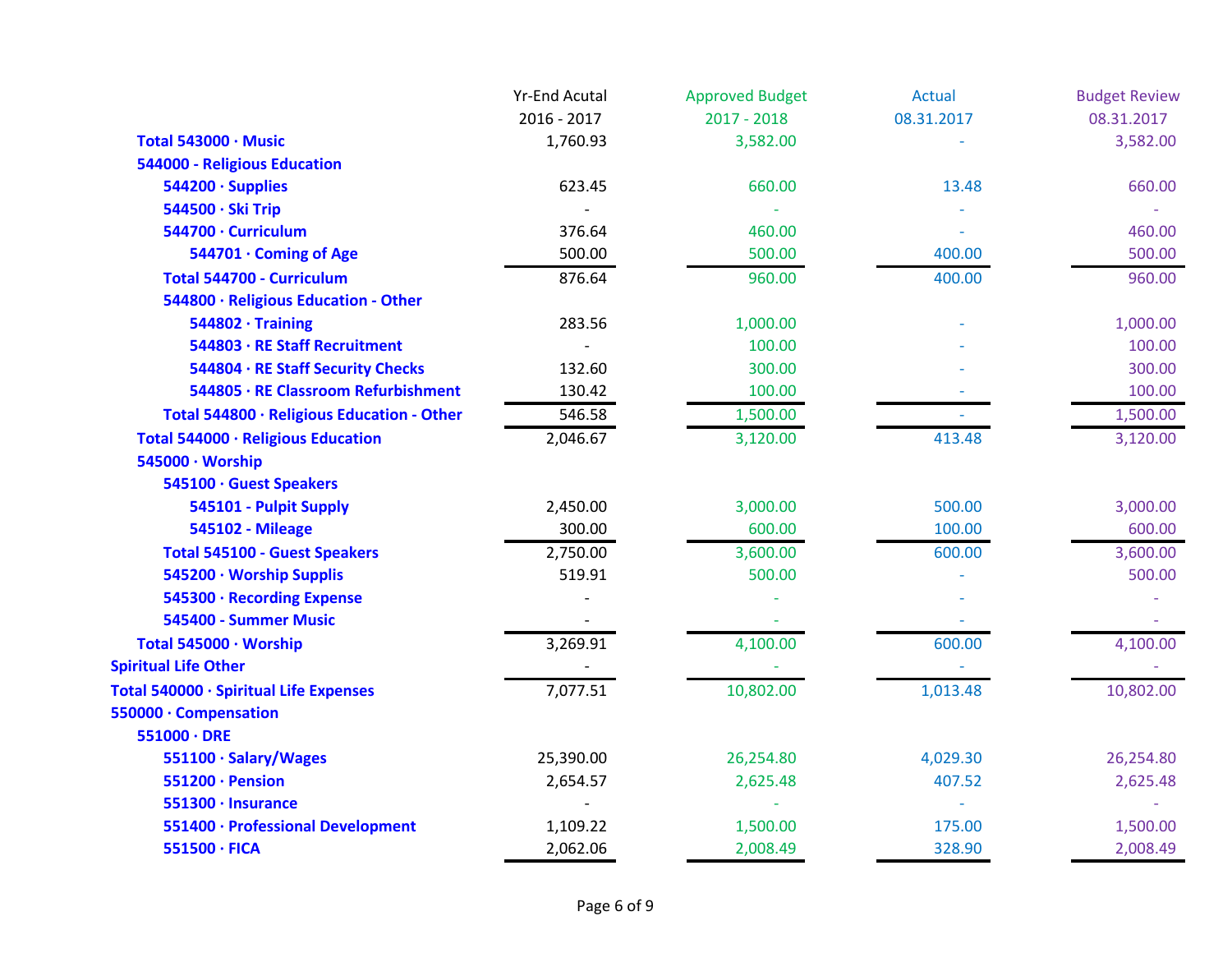| | Yr-End Acutal 2016 - 2017 | Approved Budget 2017 - 2018 | Actual 08.31.2017 | Budget Review 08.31.2017 |
|---|---|---|---|---|
| **Total 543000 · Music** | 1,760.93 | 3,582.00 | - | 3,582.00 |
| **544000 - Religious Education** | | | | |
| **544200 · Supplies** | 623.45 | 660.00 | 13.48 | 660.00 |
| **544500 · Ski Trip** | - | - | - | - |
| **544700 · Curriculum** | 376.64 | 460.00 | - | 460.00 |
| **544701 · Coming of Age** | 500.00 | 500.00 | 400.00 | 500.00 |
| **Total 544700 - Curriculum** | 876.64 | 960.00 | 400.00 | 960.00 |
| **544800 · Religious Education - Other** | | | | |
| **544802 · Training** | 283.56 | 1,000.00 | - | 1,000.00 |
| **544803 · RE Staff Recruitment** | - | 100.00 | - | 100.00 |
| **544804 · RE Staff Security Checks** | 132.60 | 300.00 | - | 300.00 |
| **544805 · RE Classroom Refurbishment** | 130.42 | 100.00 | - | 100.00 |
| **Total 544800 · Religious Education - Other** | 546.58 | 1,500.00 | - | 1,500.00 |
| **Total 544000 · Religious Education** | 2,046.67 | 3,120.00 | 413.48 | 3,120.00 |
| **545000 · Worship** | | | | |
| **545100 · Guest Speakers** | | | | |
| **545101 - Pulpit Supply** | 2,450.00 | 3,000.00 | 500.00 | 3,000.00 |
| **545102 - Mileage** | 300.00 | 600.00 | 100.00 | 600.00 |
| **Total 545100 - Guest Speakers** | 2,750.00 | 3,600.00 | 600.00 | 3,600.00 |
| **545200 · Worship Supplis** | 519.91 | 500.00 | - | 500.00 |
| **545300 · Recording Expense** | - | - | - | - |
| **545400 - Summer Music** | - | - | - | - |
| **Total 545000 · Worship** | 3,269.91 | 4,100.00 | 600.00 | 4,100.00 |
| **Spiritual Life Other** | - | - | - | - |
| **Total 540000 · Spiritual Life Expenses** | 7,077.51 | 10,802.00 | 1,013.48 | 10,802.00 |
| **550000 · Compensation** | | | | |
| **551000 · DRE** | | | | |
| **551100 · Salary/Wages** | 25,390.00 | 26,254.80 | 4,029.30 | 26,254.80 |
| **551200 · Pension** | 2,654.57 | 2,625.48 | 407.52 | 2,625.48 |
| **551300 · Insurance** | - | - | - | - |
| **551400 · Professional Development** | 1,109.22 | 1,500.00 | 175.00 | 1,500.00 |
| **551500 · FICA** | 2,062.06 | 2,008.49 | 328.90 | 2,008.49 |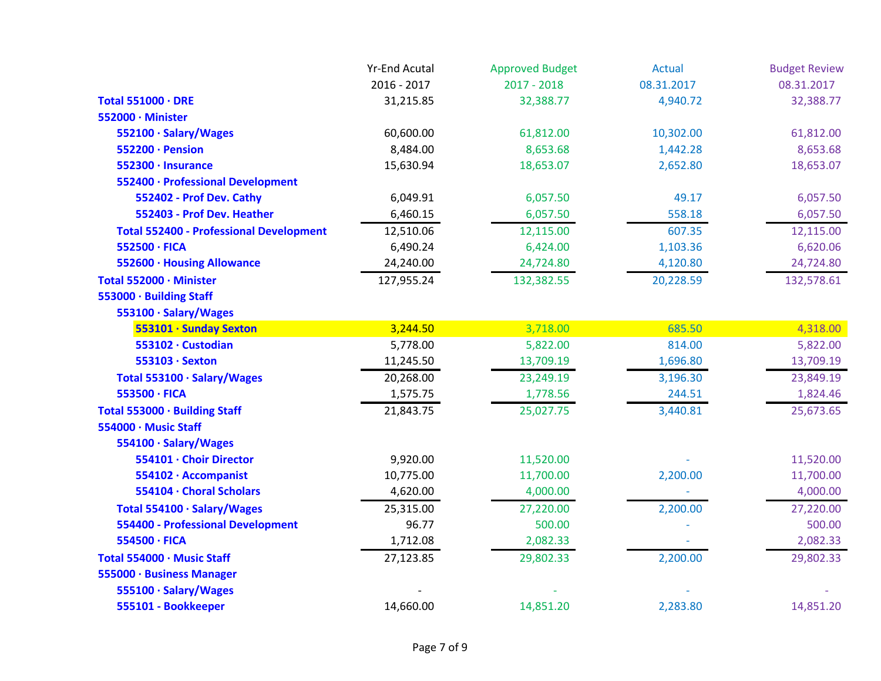| | Yr-End Acutal 2016 - 2017 | Approved Budget 2017 - 2018 | Actual 08.31.2017 | Budget Review 08.31.2017 |
|---|---|---|---|---|
| **Total 551000 · DRE** | 31,215.85 | 32,388.77 | 4,940.72 | 32,388.77 |
| **552000 · Minister** | | | | |
| **552100 · Salary/Wages** | 60,600.00 | 61,812.00 | 10,302.00 | 61,812.00 |
| **552200 · Pension** | 8,484.00 | 8,653.68 | 1,442.28 | 8,653.68 |
| **552300 · Insurance** | 15,630.94 | 18,653.07 | 2,652.80 | 18,653.07 |
| **552400 · Professional Development** | | | | |
| **552402 - Prof Dev. Cathy** | 6,049.91 | 6,057.50 | 49.17 | 6,057.50 |
| **552403 - Prof Dev. Heather** | 6,460.15 | 6,057.50 | 558.18 | 6,057.50 |
| **Total 552400 - Professional Development** | 12,510.06 | 12,115.00 | 607.35 | 12,115.00 |
| **552500 · FICA** | 6,490.24 | 6,424.00 | 1,103.36 | 6,620.06 |
| **552600 · Housing Allowance** | 24,240.00 | 24,724.80 | 4,120.80 | 24,724.80 |
| **Total 552000 · Minister** | 127,955.24 | 132,382.55 | 20,228.59 | 132,578.61 |
| **553000 · Building Staff** | | | | |
| **553100 · Salary/Wages** | | | | |
| **553101 · Sunday Sexton** | 3,244.50 | 3,718.00 | 685.50 | 4,318.00 |
| **553102 · Custodian** | 5,778.00 | 5,822.00 | 814.00 | 5,822.00 |
| **553103 · Sexton** | 11,245.50 | 13,709.19 | 1,696.80 | 13,709.19 |
| **Total 553100 · Salary/Wages** | 20,268.00 | 23,249.19 | 3,196.30 | 23,849.19 |
| **553500 · FICA** | 1,575.75 | 1,778.56 | 244.51 | 1,824.46 |
| **Total 553000 · Building Staff** | 21,843.75 | 25,027.75 | 3,440.81 | 25,673.65 |
| **554000 · Music Staff** | | | | |
| **554100 · Salary/Wages** | | | | |
| **554101 · Choir Director** | 9,920.00 | 11,520.00 | - | 11,520.00 |
| **554102 · Accompanist** | 10,775.00 | 11,700.00 | 2,200.00 | 11,700.00 |
| **554104 · Choral Scholars** | 4,620.00 | 4,000.00 | - | 4,000.00 |
| **Total 554100 · Salary/Wages** | 25,315.00 | 27,220.00 | 2,200.00 | 27,220.00 |
| **554400 - Professional Development** | 96.77 | 500.00 | - | 500.00 |
| **554500 · FICA** | 1,712.08 | 2,082.33 | - | 2,082.33 |
| **Total 554000 · Music Staff** | 27,123.85 | 29,802.33 | 2,200.00 | 29,802.33 |
| **555000 · Business Manager** | | | | |
| **555100 · Salary/Wages** | - | - | - | - |
| **555101 - Bookkeeper** | 14,660.00 | 14,851.20 | 2,283.80 | 14,851.20 |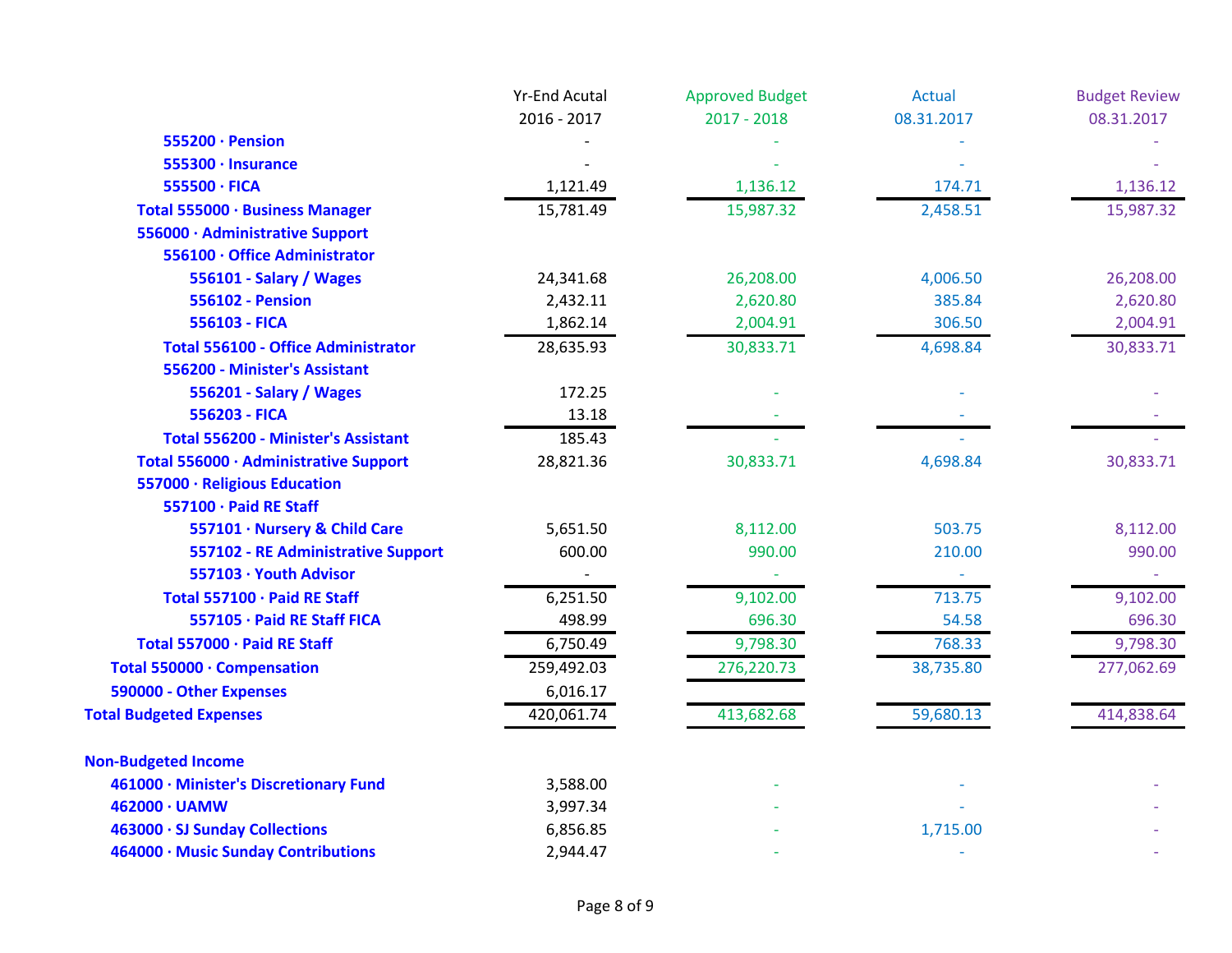| | Yr-End Acutal 2016 - 2017 | Approved Budget 2017 - 2018 | Actual 08.31.2017 | Budget Review 08.31.2017 |
|---|---|---|---|---|
| 555200 · Pension | - | - | - | - |
| 555300 · Insurance | - | - | - | - |
| 555500 · FICA | 1,121.49 | 1,136.12 | 174.71 | 1,136.12 |
| **Total 555000 · Business Manager** | 15,781.49 | 15,987.32 | 2,458.51 | 15,987.32 |
| **556000 · Administrative Support** | | | | |
| 556100 · Office Administrator | | | | |
| 556101 - Salary / Wages | 24,341.68 | 26,208.00 | 4,006.50 | 26,208.00 |
| 556102 - Pension | 2,432.11 | 2,620.80 | 385.84 | 2,620.80 |
| 556103 - FICA | 1,862.14 | 2,004.91 | 306.50 | 2,004.91 |
| **Total 556100 - Office Administrator** | 28,635.93 | 30,833.71 | 4,698.84 | 30,833.71 |
| 556200 - Minister's Assistant | | | | |
| 556201 - Salary / Wages | 172.25 | - | - | - |
| 556203 - FICA | 13.18 | - | - | - |
| **Total 556200 - Minister's Assistant** | 185.43 | - | - | - |
| **Total 556000 · Administrative Support** | 28,821.36 | 30,833.71 | 4,698.84 | 30,833.71 |
| **557000 · Religious Education** | | | | |
| 557100 · Paid RE Staff | | | | |
| 557101 · Nursery & Child Care | 5,651.50 | 8,112.00 | 503.75 | 8,112.00 |
| 557102 - RE Administrative Support | 600.00 | 990.00 | 210.00 | 990.00 |
| 557103 · Youth Advisor | - | - | - | - |
| **Total 557100 · Paid RE Staff** | 6,251.50 | 9,102.00 | 713.75 | 9,102.00 |
| 557105 · Paid RE Staff FICA | 498.99 | 696.30 | 54.58 | 696.30 |
| **Total 557000 · Paid RE Staff** | 6,750.49 | 9,798.30 | 768.33 | 9,798.30 |
| **Total 550000 · Compensation** | 259,492.03 | 276,220.73 | 38,735.80 | 277,062.69 |
| 590000 - Other Expenses | 6,016.17 | | | |
| **Total Budgeted Expenses** | 420,061.74 | 413,682.68 | 59,680.13 | 414,838.64 |
| | | | | |
| **Non-Budgeted Income** | | | | |
| 461000 · Minister's Discretionary Fund | 3,588.00 | - | - | - |
| 462000 · UAMW | 3,997.34 | - | - | - |
| 463000 · SJ Sunday Collections | 6,856.85 | - | 1,715.00 | - |
| 464000 · Music Sunday Contributions | 2,944.47 | - | - | - |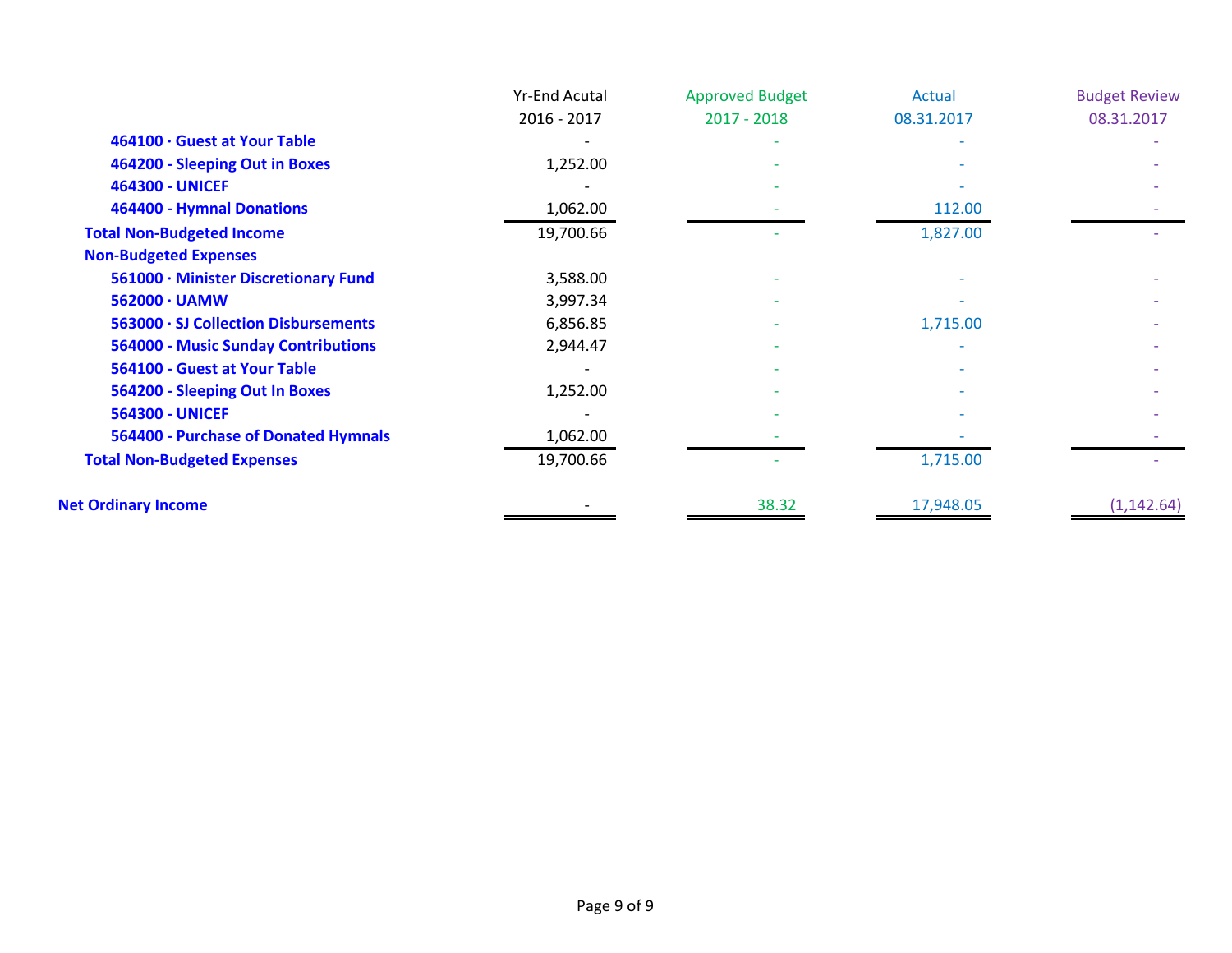| | Yr-End Acutal 2016 - 2017 | Approved Budget 2017 - 2018 | Actual 08.31.2017 | Budget Review 08.31.2017 |
|---|---|---|---|---|
| **464100 · Guest at Your Table** | - | - | - | - |
| **464200 - Sleeping Out in Boxes** | 1,252.00 | - | - | - |
| **464300 - UNICEF** | - | - | - | - |
| **464400 - Hymnal Donations** | 1,062.00 | - | 112.00 | - |
| **Total Non-Budgeted Income** | 19,700.66 | - | 1,827.00 | - |
| **Non-Budgeted Expenses** | | | | |
| **561000 · Minister Discretionary Fund** | 3,588.00 | - | - | - |
| **562000 · UAMW** | 3,997.34 | - | - | - |
| **563000 · SJ Collection Disbursements** | 6,856.85 | - | 1,715.00 | - |
| **564000 - Music Sunday Contributions** | 2,944.47 | - | - | - |
| **564100 - Guest at Your Table** | - | - | - | - |
| **564200 - Sleeping Out In Boxes** | 1,252.00 | - | - | - |
| **564300 - UNICEF** | - | - | - | - |
| **564400 - Purchase of Donated Hymnals** | 1,062.00 | - | - | - |
| **Total Non-Budgeted Expenses** | 19,700.66 | - | 1,715.00 | - |
| **Net Ordinary Income** | - | 38.32 | 17,948.05 | (1,142.64) |